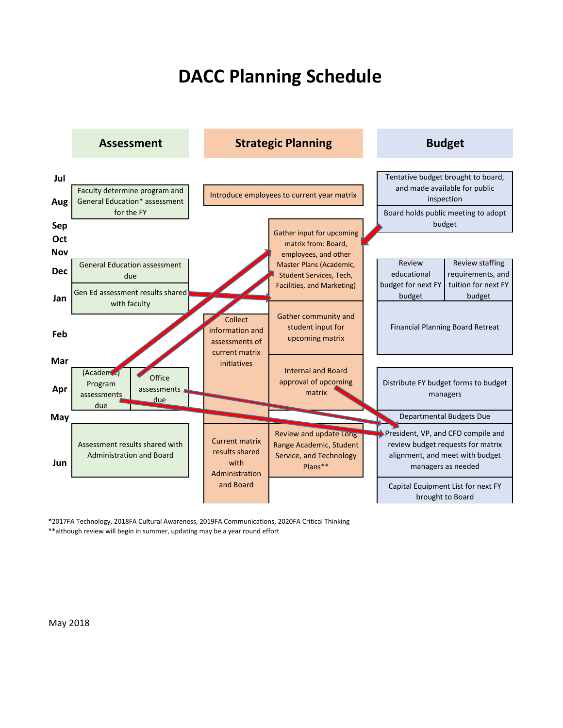# DACC Planning Schedule

| Month | Assessment | Strategic Planning | | Budget | |
|---|---|---|---|---|---|
| Jul | | | | Tentative budget brought to board, and made available for public inspection | |
| Aug | Faculty determine program and General Education* assessment for the FY | Introduce employees to current year matrix | | Board holds public meeting to adopt budget | |
| Sep | | | Gather input for upcoming matrix from: Board, employees, and other Master Plans (Academic, Student Services, Tech, Facilities, and Marketing) | | |
| Oct | | | | | |
| Nov | | | | | |
| Dec | General Education assessment due | | | Review educational budget for next FY budget | Review staffing requirements, and tuition for next FY budget |
| Jan | Gen Ed assessment results shared with faculty | | | | |
| Feb | | Collect information and assessments of current matrix initiatives | Gather community and student input for upcoming matrix | Financial Planning Board Retreat | |
| Mar | | | | | |
| Apr | (Academic) Program assessments due | Office assessments due | Internal and Board approval of upcoming matrix | Distribute FY budget forms to budget managers | |
| May | | | | Departmental Budgets Due | |
| Jun | Assessment results shared with Administration and Board | Current matrix results shared with Administration and Board | Review and update Long Range Academic, Student Service, and Technology Plans** | President, VP, and CFO compile and review budget requests for matrix alignment, and meet with budget managers as needed | |
| | | | | Capital Equipment List for next FY brought to Board | |

*2017FA Technology, 2018FA Cultural Awareness, 2019FA Communications, 2020FA Critical Thinking
**although review will begin in summer, updating may be a year round effort

May 2018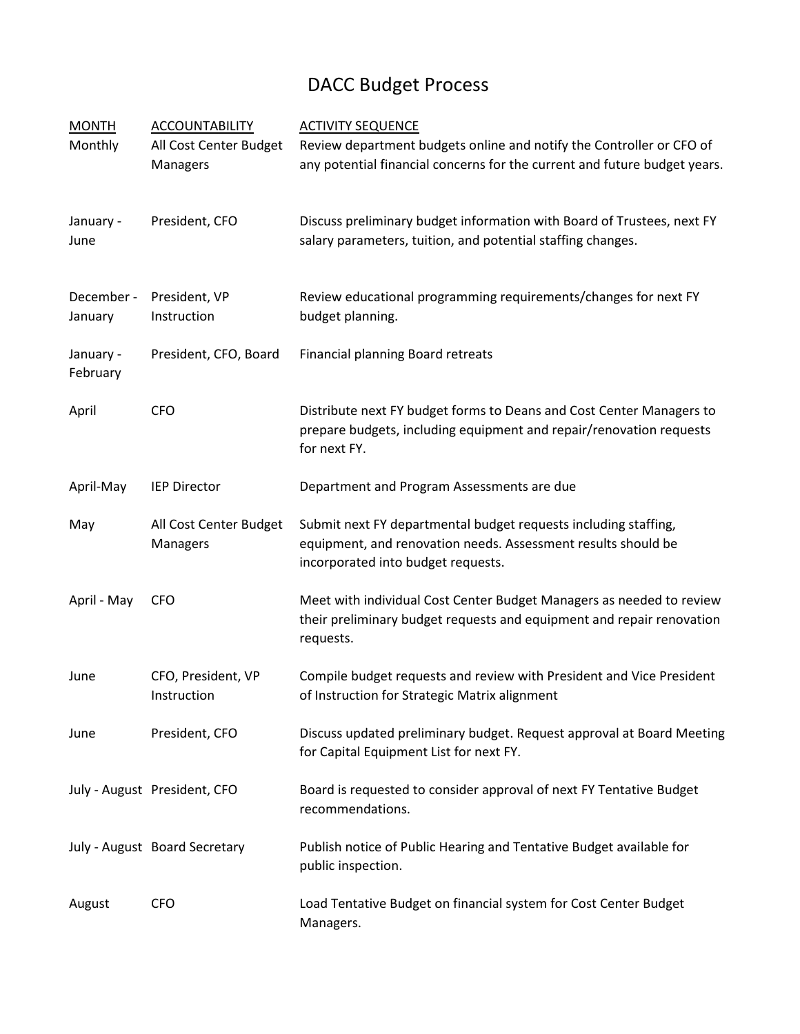# DACC Budget Process

| MONTH | ACCOUNTABILITY | ACTIVITY SEQUENCE |
|---|---|---|
| Monthly | All Cost Center Budget Managers | Review department budgets online and notify the Controller or CFO of any potential financial concerns for the current and future budget years. |
| January - June | President, CFO | Discuss preliminary budget information with Board of Trustees, next FY salary parameters, tuition, and potential staffing changes. |
| December - January | President, VP Instruction | Review educational programming requirements/changes for next FY budget planning. |
| January - February | President, CFO, Board | Financial planning Board retreats |
| April | CFO | Distribute next FY budget forms to Deans and Cost Center Managers to prepare budgets, including equipment and repair/renovation requests for next FY. |
| April-May | IEP Director | Department and Program Assessments are due |
| May | All Cost Center Budget Managers | Submit next FY departmental budget requests including staffing, equipment, and renovation needs. Assessment results should be incorporated into budget requests. |
| April - May | CFO | Meet with individual Cost Center Budget Managers as needed to review their preliminary budget requests and equipment and repair renovation requests. |
| June | CFO, President, VP Instruction | Compile budget requests and review with President and Vice President of Instruction for Strategic Matrix alignment |
| June | President, CFO | Discuss updated preliminary budget. Request approval at Board Meeting for Capital Equipment List for next FY. |
| July - August | President, CFO | Board is requested to consider approval of next FY Tentative Budget recommendations. |
| July - August | Board Secretary | Publish notice of Public Hearing and Tentative Budget available for public inspection. |
| August | CFO | Load Tentative Budget on financial system for Cost Center Budget Managers. |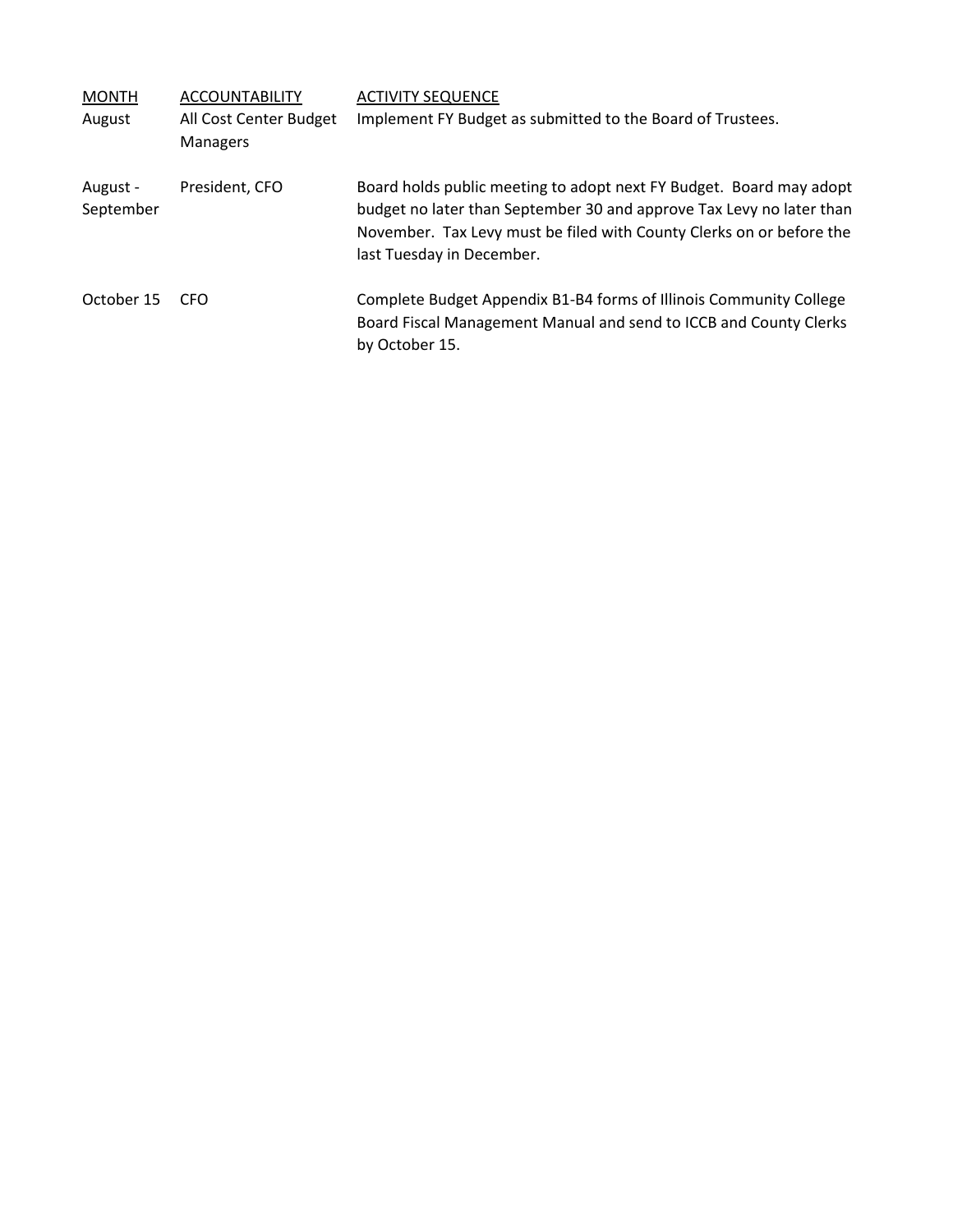| MONTH | ACCOUNTABILITY | ACTIVITY SEQUENCE |
| --- | --- | --- |
| August | All Cost Center Budget Managers | Implement FY Budget as submitted to the Board of Trustees. |
| August - September | President, CFO | Board holds public meeting to adopt next FY Budget. Board may adopt budget no later than September 30 and approve Tax Levy no later than November. Tax Levy must be filed with County Clerks on or before the last Tuesday in December. |
| October 15 | CFO | Complete Budget Appendix B1-B4 forms of Illinois Community College Board Fiscal Management Manual and send to ICCB and County Clerks by October 15. |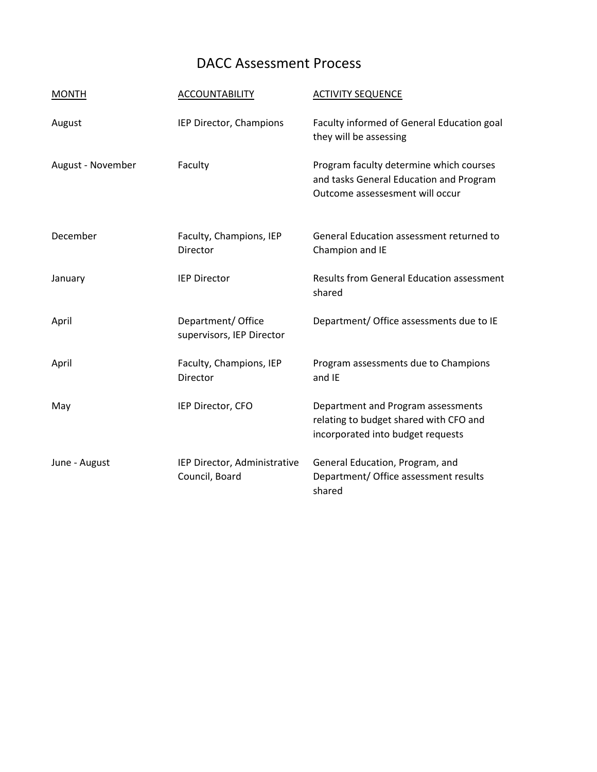# DACC Assessment Process

| MONTH | ACCOUNTABILITY | ACTIVITY SEQUENCE |
| --- | --- | --- |
| August | IEP Director, Champions | Faculty informed of General Education goal they will be assessing |
| August - November | Faculty | Program faculty determine which courses and tasks General Education and Program Outcome assessesment will occur |
| December | Faculty, Champions, IEP Director | General Education assessment returned to Champion and IE |
| January | IEP Director | Results from General Education assessment shared |
| April | Department/ Office supervisors, IEP Director | Department/ Office assessments due to IE |
| April | Faculty, Champions, IEP Director | Program assessments due to Champions and IE |
| May | IEP Director, CFO | Department and Program assessments relating to budget shared with CFO and incorporated into budget requests |
| June - August | IEP Director, Administrative Council, Board | General Education, Program, and Department/ Office assessment results shared |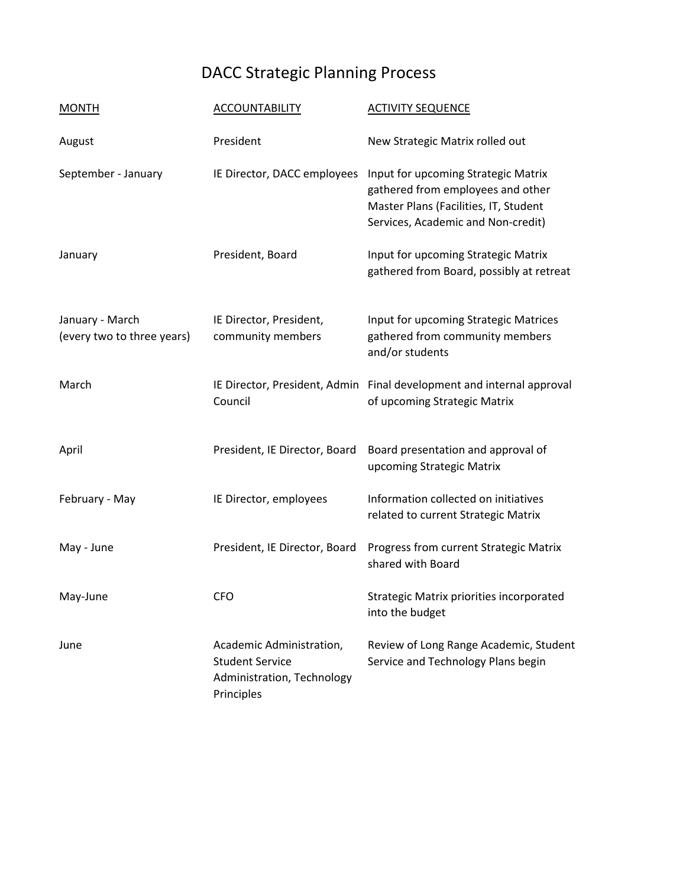# DACC Strategic Planning Process

| MONTH | ACCOUNTABILITY | ACTIVITY SEQUENCE |
| --- | --- | --- |
| August | President | New Strategic Matrix rolled out |
| September - January | IE Director, DACC employees | Input for upcoming Strategic Matrix gathered from employees and other Master Plans (Facilities, IT, Student Services, Academic and Non-credit) |
| January | President, Board | Input for upcoming Strategic Matrix gathered from Board, possibly at retreat |
| January - March (every two to three years) | IE Director, President, community members | Input for upcoming Strategic Matrices gathered from community members and/or students |
| March | IE Director, President, Admin Council | Final development and internal approval of upcoming Strategic Matrix |
| April | President, IE Director, Board | Board presentation and approval of upcoming Strategic Matrix |
| February - May | IE Director, employees | Information collected on initiatives related to current Strategic Matrix |
| May - June | President, IE Director, Board | Progress from current Strategic Matrix shared with Board |
| May-June | CFO | Strategic Matrix priorities incorporated into the budget |
| June | Academic Administration, Student Service Administration, Technology Principles | Review of Long Range Academic, Student Service and Technology Plans begin |